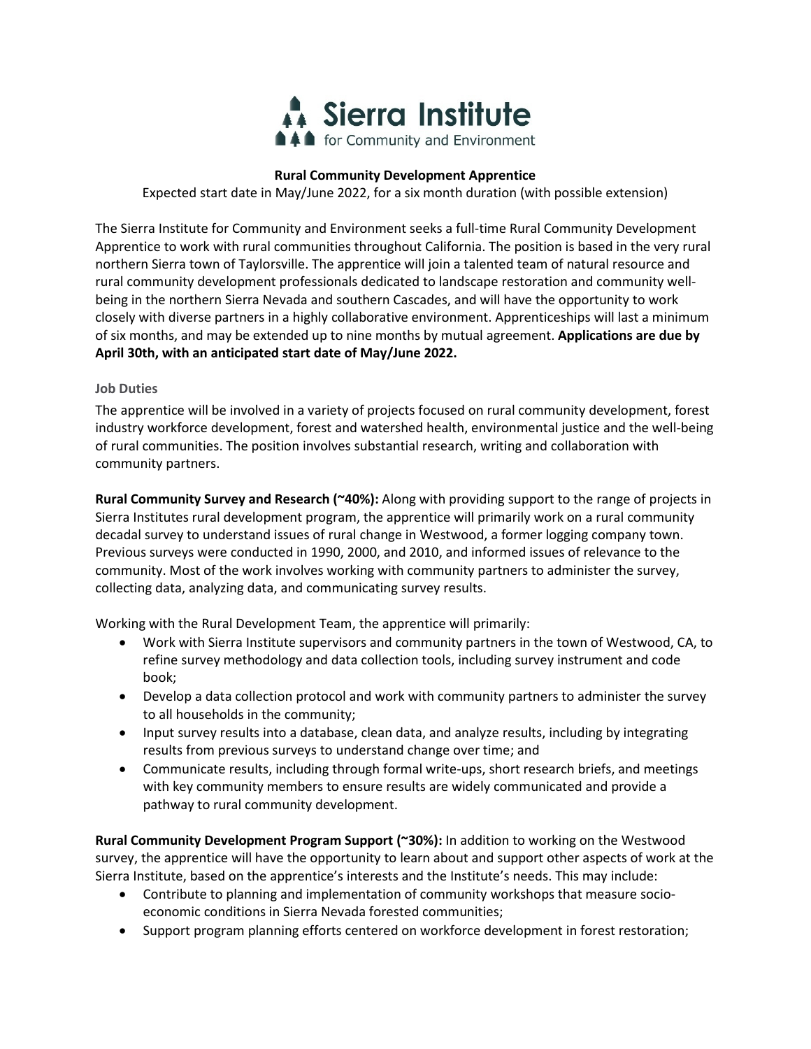Sierra Institute for Community and Environment

**Rural Community Development Apprentice**

Expected start date in May/June 2022, for a six month duration (with possible extension)

The Sierra Institute for Community and Environment seeks a full-time Rural Community Development Apprentice to work with rural communities throughout California. The position is based in the very rural northern Sierra town of Taylorsville. The apprentice will join a talented team of natural resource and rural community development professionals dedicated to landscape restoration and community well-being in the northern Sierra Nevada and southern Cascades, and will have the opportunity to work closely with diverse partners in a highly collaborative environment. Apprenticeships will last a minimum of six months, and may be extended up to nine months by mutual agreement. **Applications are due by April 30th, with an anticipated start date of May/June 2022.**

### Job Duties

The apprentice will be involved in a variety of projects focused on rural community development, forest industry workforce development, forest and watershed health, environmental justice and the well-being of rural communities. The position involves substantial research, writing and collaboration with community partners.

**Rural Community Survey and Research (~40%):** Along with providing support to the range of projects in Sierra Institutes rural development program, the apprentice will primarily work on a rural community decadal survey to understand issues of rural change in Westwood, a former logging company town. Previous surveys were conducted in 1990, 2000, and 2010, and informed issues of relevance to the community. Most of the work involves working with community partners to administer the survey, collecting data, analyzing data, and communicating survey results.

Working with the Rural Development Team, the apprentice will primarily:

- Work with Sierra Institute supervisors and community partners in the town of Westwood, CA, to refine survey methodology and data collection tools, including survey instrument and code book;
- Develop a data collection protocol and work with community partners to administer the survey to all households in the community;
- Input survey results into a database, clean data, and analyze results, including by integrating results from previous surveys to understand change over time; and
- Communicate results, including through formal write-ups, short research briefs, and meetings with key community members to ensure results are widely communicated and provide a pathway to rural community development.

**Rural Community Development Program Support (~30%):** In addition to working on the Westwood survey, the apprentice will have the opportunity to learn about and support other aspects of work at the Sierra Institute, based on the apprentice's interests and the Institute's needs. This may include:

- Contribute to planning and implementation of community workshops that measure socio-economic conditions in Sierra Nevada forested communities;
- Support program planning efforts centered on workforce development in forest restoration;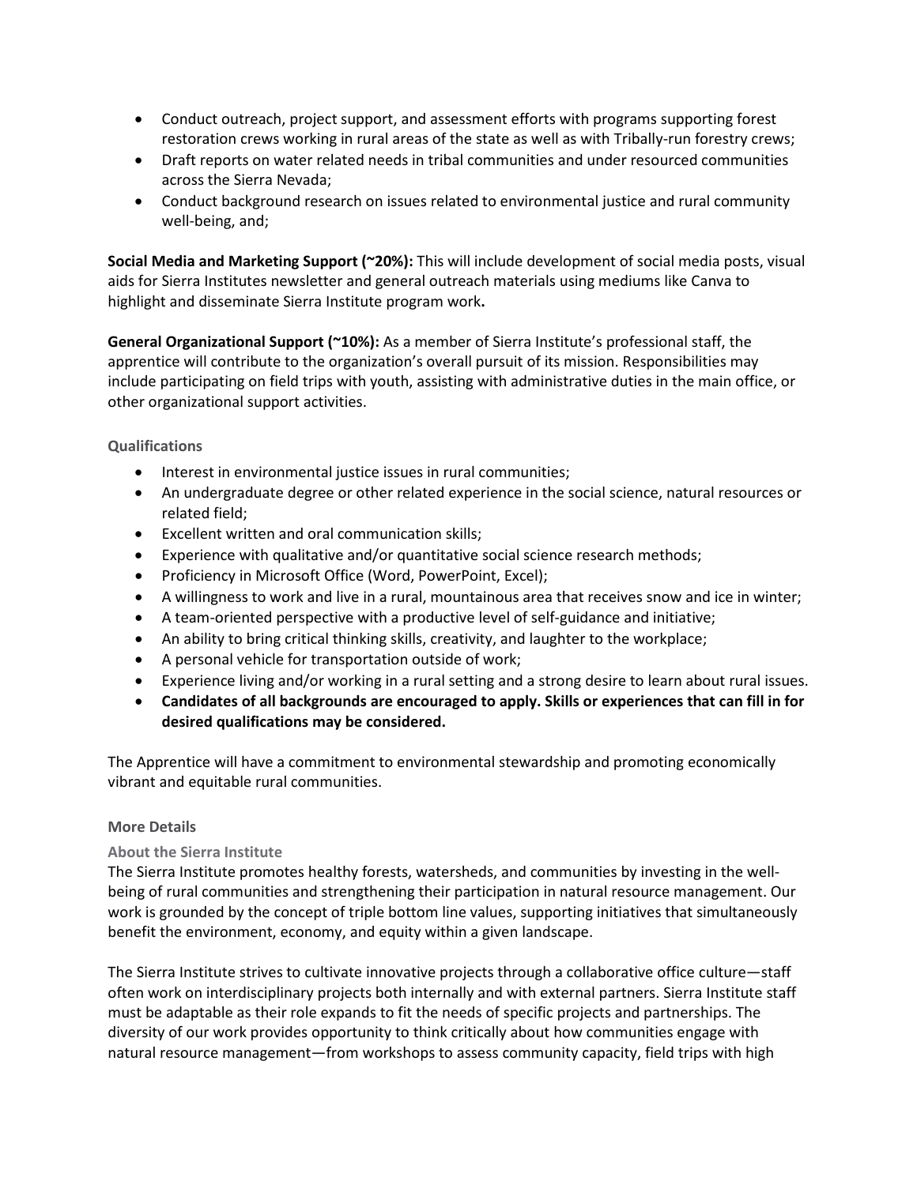- Conduct outreach, project support, and assessment efforts with programs supporting forest restoration crews working in rural areas of the state as well as with Tribally-run forestry crews;
- Draft reports on water related needs in tribal communities and under resourced communities across the Sierra Nevada;
- Conduct background research on issues related to environmental justice and rural community well-being, and;

**Social Media and Marketing Support (~20%):** This will include development of social media posts, visual aids for Sierra Institutes newsletter and general outreach materials using mediums like Canva to highlight and disseminate Sierra Institute program work**.**

**General Organizational Support (~10%):** As a member of Sierra Institute's professional staff, the apprentice will contribute to the organization's overall pursuit of its mission. Responsibilities may include participating on field trips with youth, assisting with administrative duties in the main office, or other organizational support activities.

### Qualifications

- Interest in environmental justice issues in rural communities;
- An undergraduate degree or other related experience in the social science, natural resources or related field;
- Excellent written and oral communication skills;
- Experience with qualitative and/or quantitative social science research methods;
- Proficiency in Microsoft Office (Word, PowerPoint, Excel);
- A willingness to work and live in a rural, mountainous area that receives snow and ice in winter;
- A team-oriented perspective with a productive level of self-guidance and initiative;
- An ability to bring critical thinking skills, creativity, and laughter to the workplace;
- A personal vehicle for transportation outside of work;
- Experience living and/or working in a rural setting and a strong desire to learn about rural issues.
- **Candidates of all backgrounds are encouraged to apply. Skills or experiences that can fill in for desired qualifications may be considered.**

The Apprentice will have a commitment to environmental stewardship and promoting economically vibrant and equitable rural communities.

### More Details

#### About the Sierra Institute

The Sierra Institute promotes healthy forests, watersheds, and communities by investing in the well-being of rural communities and strengthening their participation in natural resource management. Our work is grounded by the concept of triple bottom line values, supporting initiatives that simultaneously benefit the environment, economy, and equity within a given landscape.

The Sierra Institute strives to cultivate innovative projects through a collaborative office culture—staff often work on interdisciplinary projects both internally and with external partners. Sierra Institute staff must be adaptable as their role expands to fit the needs of specific projects and partnerships. The diversity of our work provides opportunity to think critically about how communities engage with natural resource management—from workshops to assess community capacity, field trips with high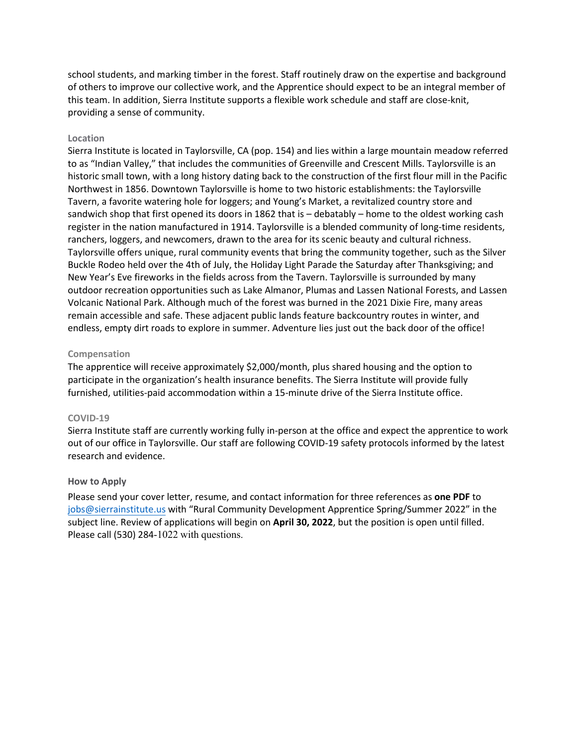school students, and marking timber in the forest. Staff routinely draw on the expertise and background of others to improve our collective work, and the Apprentice should expect to be an integral member of this team. In addition, Sierra Institute supports a flexible work schedule and staff are close-knit, providing a sense of community.

### Location

Sierra Institute is located in Taylorsville, CA (pop. 154) and lies within a large mountain meadow referred to as "Indian Valley," that includes the communities of Greenville and Crescent Mills. Taylorsville is an historic small town, with a long history dating back to the construction of the first flour mill in the Pacific Northwest in 1856. Downtown Taylorsville is home to two historic establishments: the Taylorsville Tavern, a favorite watering hole for loggers; and Young's Market, a revitalized country store and sandwich shop that first opened its doors in 1862 that is – debatably – home to the oldest working cash register in the nation manufactured in 1914. Taylorsville is a blended community of long-time residents, ranchers, loggers, and newcomers, drawn to the area for its scenic beauty and cultural richness. Taylorsville offers unique, rural community events that bring the community together, such as the Silver Buckle Rodeo held over the 4th of July, the Holiday Light Parade the Saturday after Thanksgiving; and New Year's Eve fireworks in the fields across from the Tavern. Taylorsville is surrounded by many outdoor recreation opportunities such as Lake Almanor, Plumas and Lassen National Forests, and Lassen Volcanic National Park. Although much of the forest was burned in the 2021 Dixie Fire, many areas remain accessible and safe. These adjacent public lands feature backcountry routes in winter, and endless, empty dirt roads to explore in summer. Adventure lies just out the back door of the office!

### Compensation

The apprentice will receive approximately $2,000/month, plus shared housing and the option to participate in the organization's health insurance benefits. The Sierra Institute will provide fully furnished, utilities-paid accommodation within a 15-minute drive of the Sierra Institute office.

### COVID-19

Sierra Institute staff are currently working fully in-person at the office and expect the apprentice to work out of our office in Taylorsville. Our staff are following COVID-19 safety protocols informed by the latest research and evidence.

### How to Apply

Please send your cover letter, resume, and contact information for three references as **one PDF** to jobs@sierrainstitute.us with "Rural Community Development Apprentice Spring/Summer 2022" in the subject line. Review of applications will begin on **April 30, 2022**, but the position is open until filled. Please call (530) 284-1022 with questions.